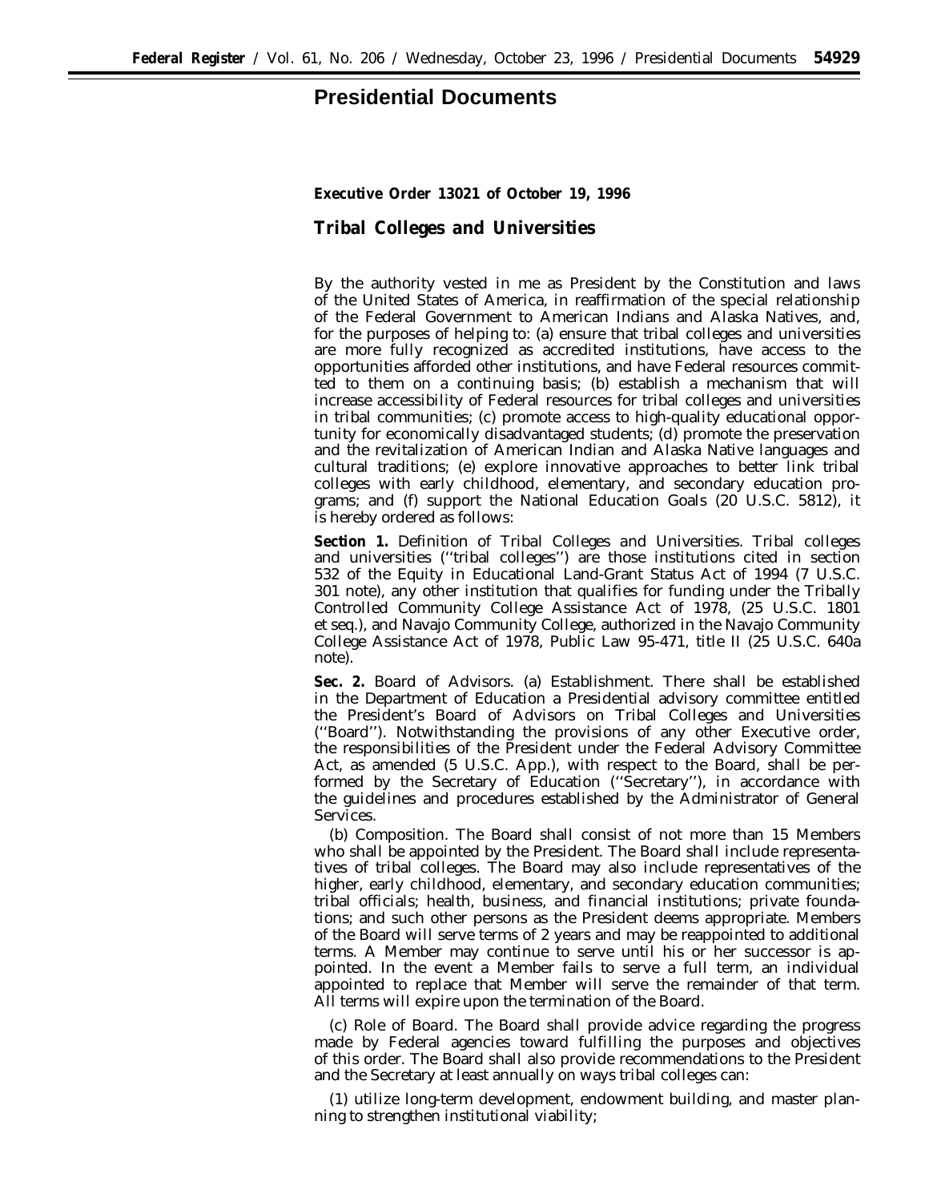# Presidential Documents

**Executive Order 13021 of October 19, 1996**

## Tribal Colleges and Universities

By the authority vested in me as President by the Constitution and laws of the United States of America, in reaffirmation of the special relationship of the Federal Government to American Indians and Alaska Natives, and, for the purposes of helping to: (a) ensure that tribal colleges and universities are more fully recognized as accredited institutions, have access to the opportunities afforded other institutions, and have Federal resources committed to them on a continuing basis; (b) establish a mechanism that will increase accessibility of Federal resources for tribal colleges and universities in tribal communities; (c) promote access to high-quality educational opportunity for economically disadvantaged students; (d) promote the preservation and the revitalization of American Indian and Alaska Native languages and cultural traditions; (e) explore innovative approaches to better link tribal colleges with early childhood, elementary, and secondary education programs; and (f) support the National Education Goals (20 U.S.C. 5812), it is hereby ordered as follows:

**Section 1.** *Definition of Tribal Colleges and Universities.* Tribal colleges and universities (''tribal colleges'') are those institutions cited in section 532 of the Equity in Educational Land-Grant Status Act of 1994 (7 U.S.C. 301 note), any other institution that qualifies for funding under the Tribally Controlled Community College Assistance Act of 1978, (25 U.S.C. 1801 et seq.), and Navajo Community College, authorized in the Navajo Community College Assistance Act of 1978, Public Law 95-471, title II (25 U.S.C. 640a note).

**Sec. 2.** *Board of Advisors.* (a) *Establishment.* There shall be established in the Department of Education a Presidential advisory committee entitled the President's Board of Advisors on Tribal Colleges and Universities (''Board''). Notwithstanding the provisions of any other Executive order, the responsibilities of the President under the Federal Advisory Committee Act, as amended (5 U.S.C. App.), with respect to the Board, shall be performed by the Secretary of Education (''Secretary''), in accordance with the guidelines and procedures established by the Administrator of General Services.

(b) *Composition.* The Board shall consist of not more than 15 Members who shall be appointed by the President. The Board shall include representatives of tribal colleges. The Board may also include representatives of the higher, early childhood, elementary, and secondary education communities; tribal officials; health, business, and financial institutions; private foundations; and such other persons as the President deems appropriate. Members of the Board will serve terms of 2 years and may be reappointed to additional terms. A Member may continue to serve until his or her successor is appointed. In the event a Member fails to serve a full term, an individual appointed to replace that Member will serve the remainder of that term. All terms will expire upon the termination of the Board.

(c) *Role of Board.* The Board shall provide advice regarding the progress made by Federal agencies toward fulfilling the purposes and objectives of this order. The Board shall also provide recommendations to the President and the Secretary at least annually on ways tribal colleges can:

(1) utilize long-term development, endowment building, and master planning to strengthen institutional viability;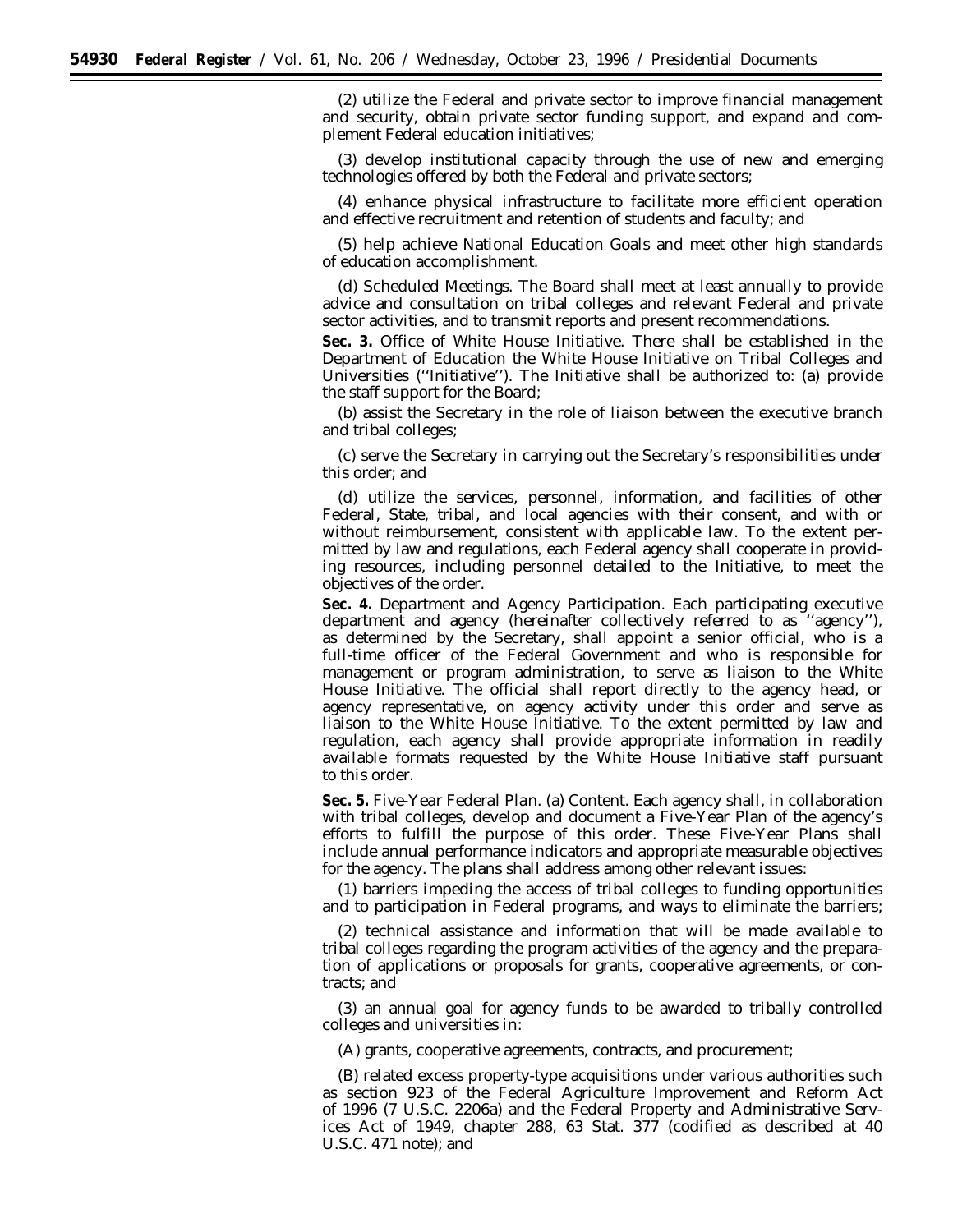(2) utilize the Federal and private sector to improve financial management and security, obtain private sector funding support, and expand and complement Federal education initiatives;

(3) develop institutional capacity through the use of new and emerging technologies offered by both the Federal and private sectors;

(4) enhance physical infrastructure to facilitate more efficient operation and effective recruitment and retention of students and faculty; and

(5) help achieve National Education Goals and meet other high standards of education accomplishment.

(d) *Scheduled Meetings.* The Board shall meet at least annually to provide advice and consultation on tribal colleges and relevant Federal and private sector activities, and to transmit reports and present recommendations.

**Sec. 3.** *Office of White House Initiative.* There shall be established in the Department of Education the White House Initiative on Tribal Colleges and Universities (''Initiative''). The Initiative shall be authorized to: (a) provide the staff support for the Board;

(b) assist the Secretary in the role of liaison between the executive branch and tribal colleges;

(c) serve the Secretary in carrying out the Secretary's responsibilities under this order; and

(d) utilize the services, personnel, information, and facilities of other Federal, State, tribal, and local agencies with their consent, and with or without reimbursement, consistent with applicable law. To the extent permitted by law and regulations, each Federal agency shall cooperate in providing resources, including personnel detailed to the Initiative, to meet the objectives of the order.

**Sec. 4.** *Department and Agency Participation.* Each participating executive department and agency (hereinafter collectively referred to as ''agency''), as determined by the Secretary, shall appoint a senior official, who is a full-time officer of the Federal Government and who is responsible for management or program administration, to serve as liaison to the White House Initiative. The official shall report directly to the agency head, or agency representative, on agency activity under this order and serve as liaison to the White House Initiative. To the extent permitted by law and regulation, each agency shall provide appropriate information in readily available formats requested by the White House Initiative staff pursuant to this order.

**Sec. 5.** *Five-Year Federal Plan.* (a) *Content.* Each agency shall, in collaboration with tribal colleges, develop and document a Five-Year Plan of the agency's efforts to fulfill the purpose of this order. These Five-Year Plans shall include annual performance indicators and appropriate measurable objectives for the agency. The plans shall address among other relevant issues:

(1) barriers impeding the access of tribal colleges to funding opportunities and to participation in Federal programs, and ways to eliminate the barriers;

(2) technical assistance and information that will be made available to tribal colleges regarding the program activities of the agency and the preparation of applications or proposals for grants, cooperative agreements, or contracts; and

(3) an annual goal for agency funds to be awarded to tribally controlled colleges and universities in:

(A) grants, cooperative agreements, contracts, and procurement;

(B) related excess property-type acquisitions under various authorities such as section 923 of the Federal Agriculture Improvement and Reform Act of 1996 (7 U.S.C. 2206a) and the Federal Property and Administrative Services Act of 1949, chapter 288, 63 Stat. 377 (codified as described at 40 U.S.C. 471 note); and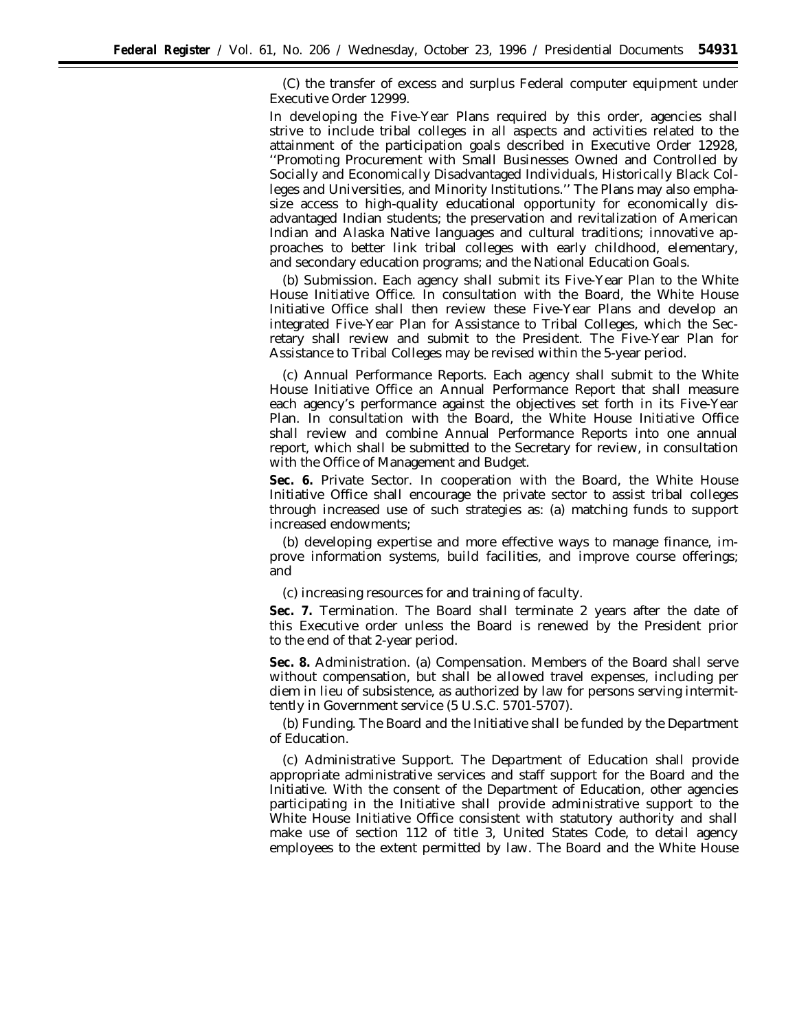(C) the transfer of excess and surplus Federal computer equipment under Executive Order 12999.

In developing the Five-Year Plans required by this order, agencies shall strive to include tribal colleges in all aspects and activities related to the attainment of the participation goals described in Executive Order 12928, ''Promoting Procurement with Small Businesses Owned and Controlled by Socially and Economically Disadvantaged Individuals, Historically Black Colleges and Universities, and Minority Institutions.'' The Plans may also emphasize access to high-quality educational opportunity for economically disadvantaged Indian students; the preservation and revitalization of American Indian and Alaska Native languages and cultural traditions; innovative approaches to better link tribal colleges with early childhood, elementary, and secondary education programs; and the National Education Goals.

(b) *Submission.* Each agency shall submit its Five-Year Plan to the White House Initiative Office. In consultation with the Board, the White House Initiative Office shall then review these Five-Year Plans and develop an integrated Five-Year Plan for Assistance to Tribal Colleges, which the Secretary shall review and submit to the President. The Five-Year Plan for Assistance to Tribal Colleges may be revised within the 5-year period.

(c) *Annual Performance Reports.* Each agency shall submit to the White House Initiative Office an Annual Performance Report that shall measure each agency's performance against the objectives set forth in its Five-Year Plan. In consultation with the Board, the White House Initiative Office shall review and combine Annual Performance Reports into one annual report, which shall be submitted to the Secretary for review, in consultation with the Office of Management and Budget.

**Sec. 6.** *Private Sector.* In cooperation with the Board, the White House Initiative Office shall encourage the private sector to assist tribal colleges through increased use of such strategies as: (a) matching funds to support increased endowments;

(b) developing expertise and more effective ways to manage finance, improve information systems, build facilities, and improve course offerings; and

(c) increasing resources for and training of faculty.

**Sec. 7.** *Termination.* The Board shall terminate 2 years after the date of this Executive order unless the Board is renewed by the President prior to the end of that 2-year period.

**Sec. 8.** *Administration.* (a) *Compensation.* Members of the Board shall serve without compensation, but shall be allowed travel expenses, including per diem in lieu of subsistence, as authorized by law for persons serving intermittently in Government service (5 U.S.C. 5701-5707).

(b) *Funding.* The Board and the Initiative shall be funded by the Department of Education.

(c) *Administrative Support.* The Department of Education shall provide appropriate administrative services and staff support for the Board and the Initiative. With the consent of the Department of Education, other agencies participating in the Initiative shall provide administrative support to the White House Initiative Office consistent with statutory authority and shall make use of section 112 of title 3, United States Code, to detail agency employees to the extent permitted by law. The Board and the White House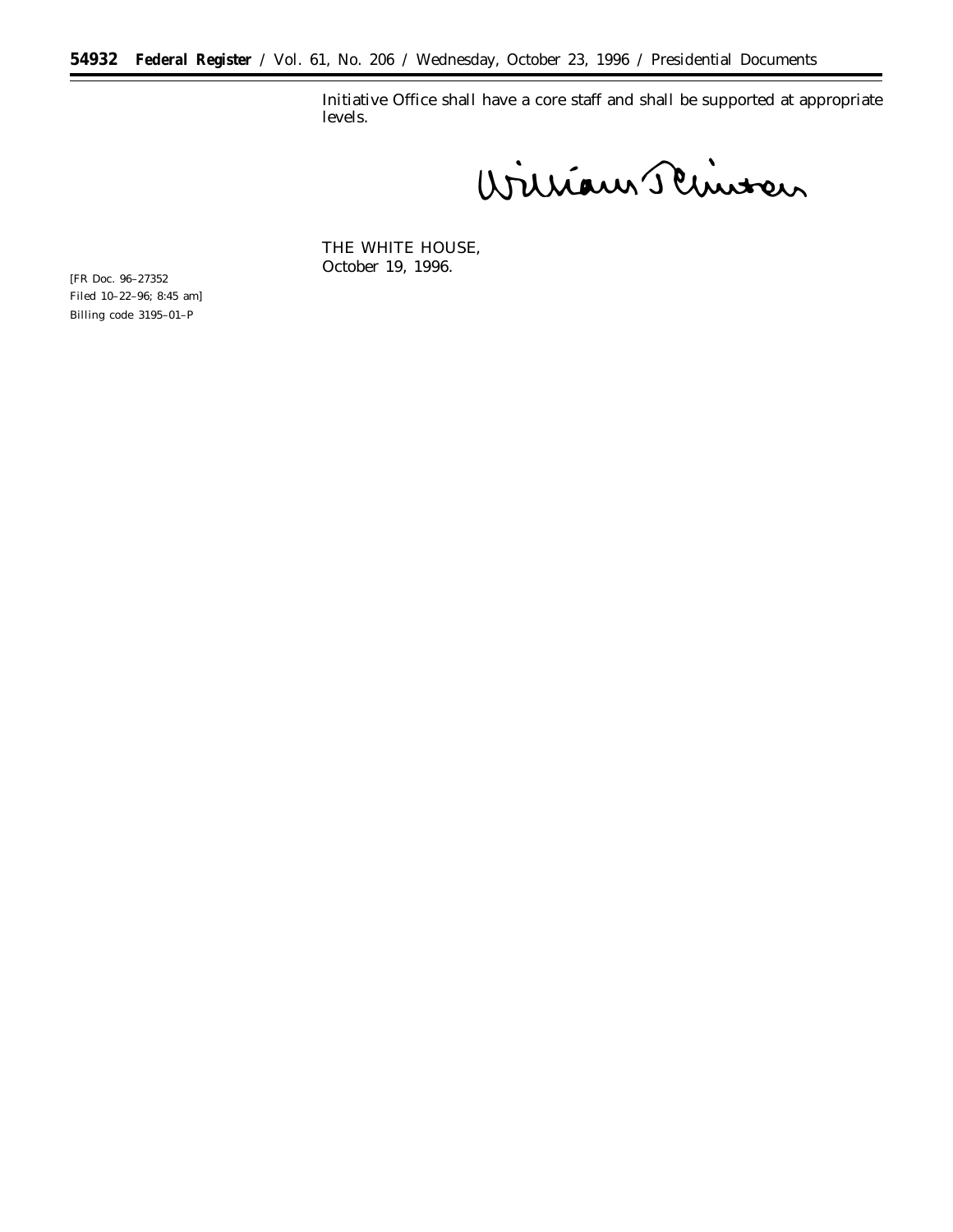Initiative Office shall have a core staff and shall be supported at appropriate levels.

William J. Clinton

THE WHITE HOUSE,
October 19, 1996.

[FR Doc. 96–27352
Filed 10–22–96; 8:45 am]
Billing code 3195–01–P